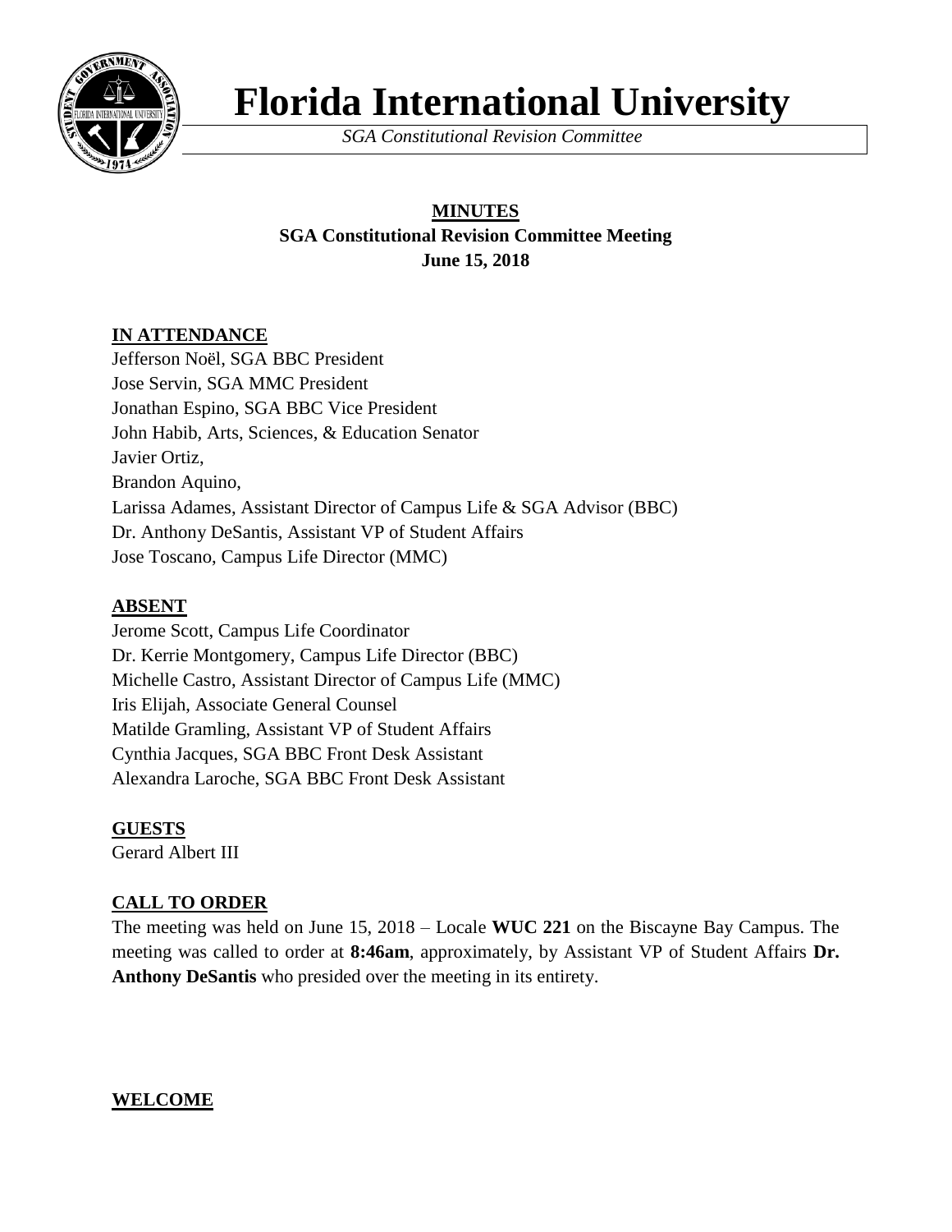# Florida International University

*SGA Constitutional Revision Committee*

**MINUTES**
**SGA Constitutional Revision Committee Meeting**
**June 15, 2018**

## IN ATTENDANCE

Jefferson Noël, SGA BBC President
Jose Servin, SGA MMC President
Jonathan Espino, SGA BBC Vice President
John Habib, Arts, Sciences, & Education Senator
Javier Ortiz,
Brandon Aquino,
Larissa Adames, Assistant Director of Campus Life & SGA Advisor (BBC)
Dr. Anthony DeSantis, Assistant VP of Student Affairs
Jose Toscano, Campus Life Director (MMC)

## ABSENT

Jerome Scott, Campus Life Coordinator
Dr. Kerrie Montgomery, Campus Life Director (BBC)
Michelle Castro, Assistant Director of Campus Life (MMC)
Iris Elijah, Associate General Counsel
Matilde Gramling, Assistant VP of Student Affairs
Cynthia Jacques, SGA BBC Front Desk Assistant
Alexandra Laroche, SGA BBC Front Desk Assistant

## GUESTS

Gerard Albert III

## CALL TO ORDER

The meeting was held on June 15, 2018 – Locale **WUC 221** on the Biscayne Bay Campus. The meeting was called to order at **8:46am**, approximately, by Assistant VP of Student Affairs **Dr. Anthony DeSantis** who presided over the meeting in its entirety.

## WELCOME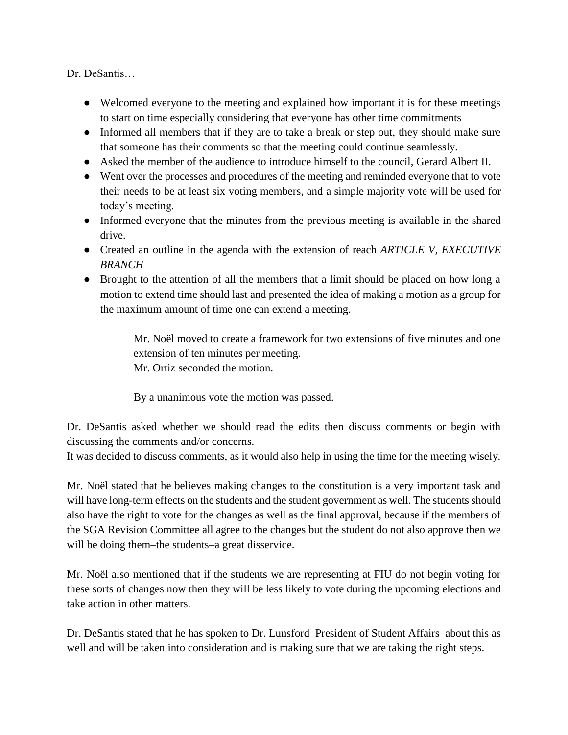Dr. DeSantis…

- Welcomed everyone to the meeting and explained how important it is for these meetings to start on time especially considering that everyone has other time commitments
- Informed all members that if they are to take a break or step out, they should make sure that someone has their comments so that the meeting could continue seamlessly.
- Asked the member of the audience to introduce himself to the council, Gerard Albert II.
- Went over the processes and procedures of the meeting and reminded everyone that to vote their needs to be at least six voting members, and a simple majority vote will be used for today's meeting.
- Informed everyone that the minutes from the previous meeting is available in the shared drive.
- Created an outline in the agenda with the extension of reach *ARTICLE V, EXECUTIVE BRANCH*
- Brought to the attention of all the members that a limit should be placed on how long a motion to extend time should last and presented the idea of making a motion as a group for the maximum amount of time one can extend a meeting.

> Mr. Noël moved to create a framework for two extensions of five minutes and one extension of ten minutes per meeting.
> Mr. Ortiz seconded the motion.
>
> By a unanimous vote the motion was passed.

Dr. DeSantis asked whether we should read the edits then discuss comments or begin with discussing the comments and/or concerns.
It was decided to discuss comments, as it would also help in using the time for the meeting wisely.

Mr. Noël stated that he believes making changes to the constitution is a very important task and will have long-term effects on the students and the student government as well. The students should also have the right to vote for the changes as well as the final approval, because if the members of the SGA Revision Committee all agree to the changes but the student do not also approve then we will be doing them–the students–a great disservice.

Mr. Noël also mentioned that if the students we are representing at FIU do not begin voting for these sorts of changes now then they will be less likely to vote during the upcoming elections and take action in other matters.

Dr. DeSantis stated that he has spoken to Dr. Lunsford–President of Student Affairs–about this as well and will be taken into consideration and is making sure that we are taking the right steps.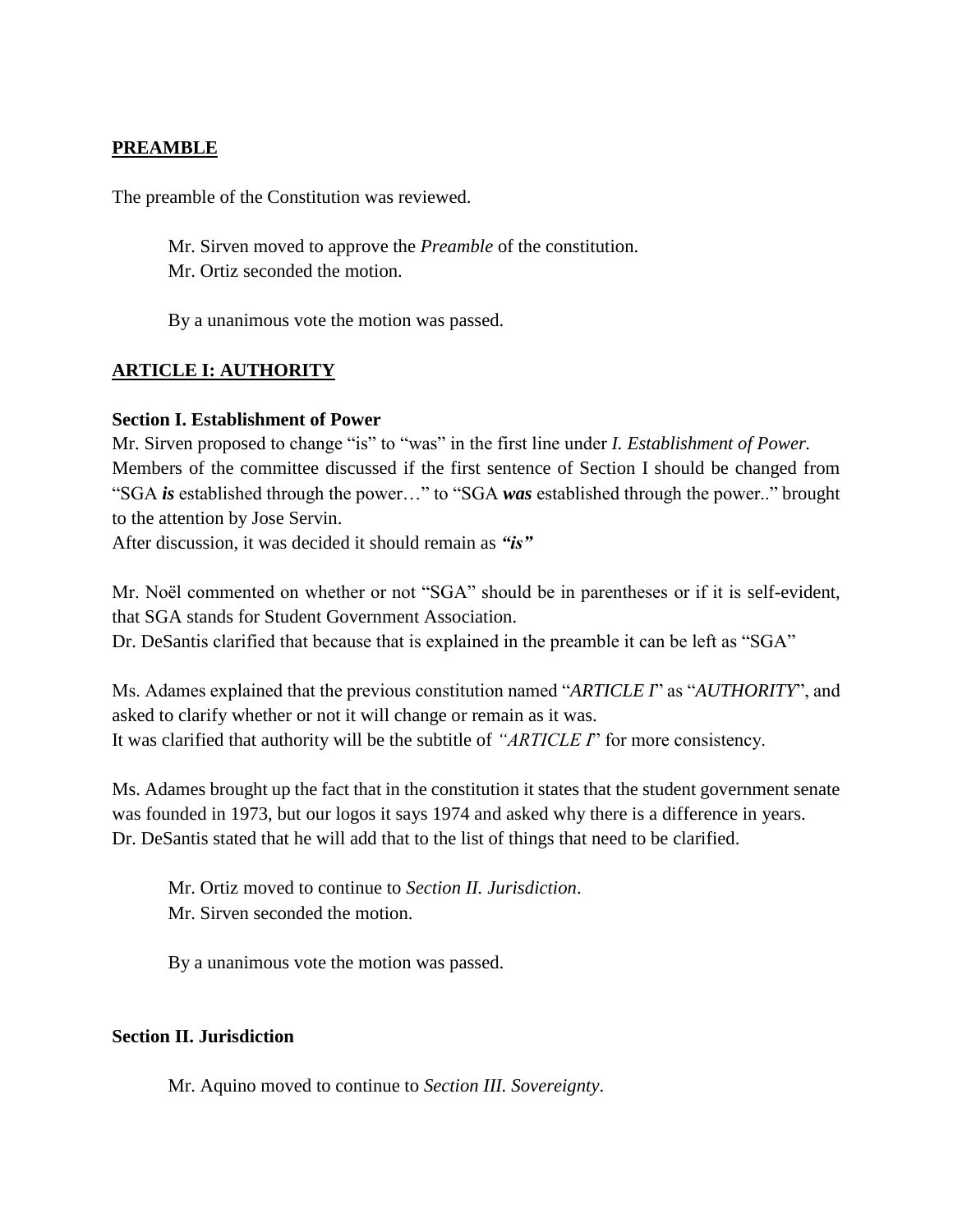**PREAMBLE**

The preamble of the Constitution was reviewed.

> Mr. Sirven moved to approve the *Preamble* of the constitution.
> Mr. Ortiz seconded the motion.
>
> By a unanimous vote the motion was passed.

**ARTICLE I: AUTHORITY**

**Section I. Establishment of Power**

Mr. Sirven proposed to change "is" to "was" in the first line under *I. Establishment of Power.* Members of the committee discussed if the first sentence of Section I should be changed from "SGA ***is*** established through the power…" to "SGA ***was*** established through the power.." brought to the attention by Jose Servin.
After discussion, it was decided it should remain as ***"is"***

Mr. Noël commented on whether or not "SGA" should be in parentheses or if it is self-evident, that SGA stands for Student Government Association.
Dr. DeSantis clarified that because that is explained in the preamble it can be left as "SGA"

Ms. Adames explained that the previous constitution named "*ARTICLE I*" as "*AUTHORITY*", and asked to clarify whether or not it will change or remain as it was.
It was clarified that authority will be the subtitle of *"ARTICLE I*" for more consistency.

Ms. Adames brought up the fact that in the constitution it states that the student government senate was founded in 1973, but our logos it says 1974 and asked why there is a difference in years.
Dr. DeSantis stated that he will add that to the list of things that need to be clarified.

> Mr. Ortiz moved to continue to *Section II. Jurisdiction*.
> Mr. Sirven seconded the motion.
>
> By a unanimous vote the motion was passed.

**Section II. Jurisdiction**

> Mr. Aquino moved to continue to *Section III. Sovereignty*.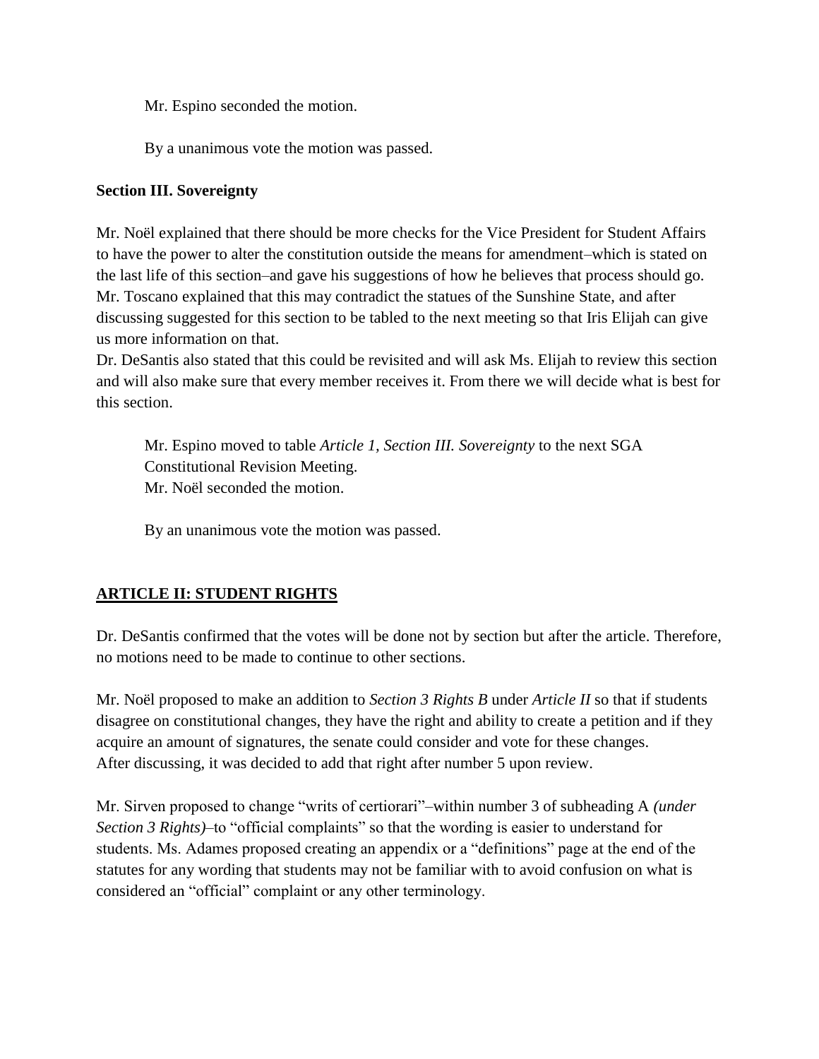Mr. Espino seconded the motion.

By a unanimous vote the motion was passed.

**Section III. Sovereignty**

Mr. Noël explained that there should be more checks for the Vice President for Student Affairs to have the power to alter the constitution outside the means for amendment–which is stated on the last life of this section–and gave his suggestions of how he believes that process should go. Mr. Toscano explained that this may contradict the statues of the Sunshine State, and after discussing suggested for this section to be tabled to the next meeting so that Iris Elijah can give us more information on that.
Dr. DeSantis also stated that this could be revisited and will ask Ms. Elijah to review this section and will also make sure that every member receives it. From there we will decide what is best for this section.

Mr. Espino moved to table *Article 1, Section III. Sovereignty* to the next SGA Constitutional Revision Meeting.
Mr. Noël seconded the motion.

By an unanimous vote the motion was passed.

## <u>**ARTICLE II: STUDENT RIGHTS**</u>

Dr. DeSantis confirmed that the votes will be done not by section but after the article. Therefore, no motions need to be made to continue to other sections.

Mr. Noël proposed to make an addition to *Section 3 Rights B* under *Article II* so that if students disagree on constitutional changes, they have the right and ability to create a petition and if they acquire an amount of signatures, the senate could consider and vote for these changes.
After discussing, it was decided to add that right after number 5 upon review.

Mr. Sirven proposed to change "writs of certiorari"–within number 3 of subheading A *(under Section 3 Rights)*–to "official complaints" so that the wording is easier to understand for students. Ms. Adames proposed creating an appendix or a "definitions" page at the end of the statutes for any wording that students may not be familiar with to avoid confusion on what is considered an "official" complaint or any other terminology.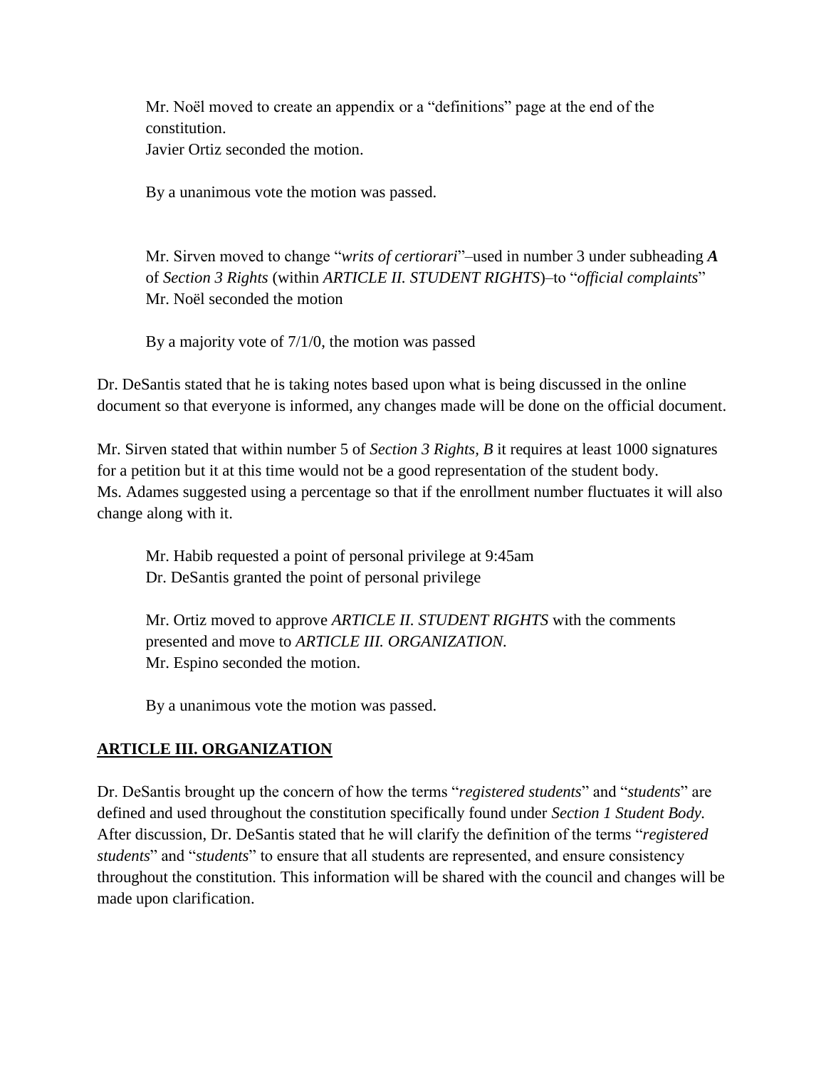Mr. Noël moved to create an appendix or a "definitions" page at the end of the constitution.
Javier Ortiz seconded the motion.

By a unanimous vote the motion was passed.

Mr. Sirven moved to change "*writs of certiorari*"–used in number 3 under subheading ***A*** of *Section 3 Rights* (within *ARTICLE II. STUDENT RIGHTS*)–to "*official complaints*"
Mr. Noël seconded the motion

By a majority vote of 7/1/0, the motion was passed

Dr. DeSantis stated that he is taking notes based upon what is being discussed in the online document so that everyone is informed, any changes made will be done on the official document.

Mr. Sirven stated that within number 5 of *Section 3 Rights, B* it requires at least 1000 signatures for a petition but it at this time would not be a good representation of the student body.
Ms. Adames suggested using a percentage so that if the enrollment number fluctuates it will also change along with it.

Mr. Habib requested a point of personal privilege at 9:45am
Dr. DeSantis granted the point of personal privilege

Mr. Ortiz moved to approve *ARTICLE II. STUDENT RIGHTS* with the comments presented and move to *ARTICLE III. ORGANIZATION.*
Mr. Espino seconded the motion.

By a unanimous vote the motion was passed.

## ARTICLE III. ORGANIZATION

Dr. DeSantis brought up the concern of how the terms "*registered students*" and "*students*" are defined and used throughout the constitution specifically found under *Section 1 Student Body.* After discussion, Dr. DeSantis stated that he will clarify the definition of the terms "*registered students*" and "*students*" to ensure that all students are represented, and ensure consistency throughout the constitution. This information will be shared with the council and changes will be made upon clarification.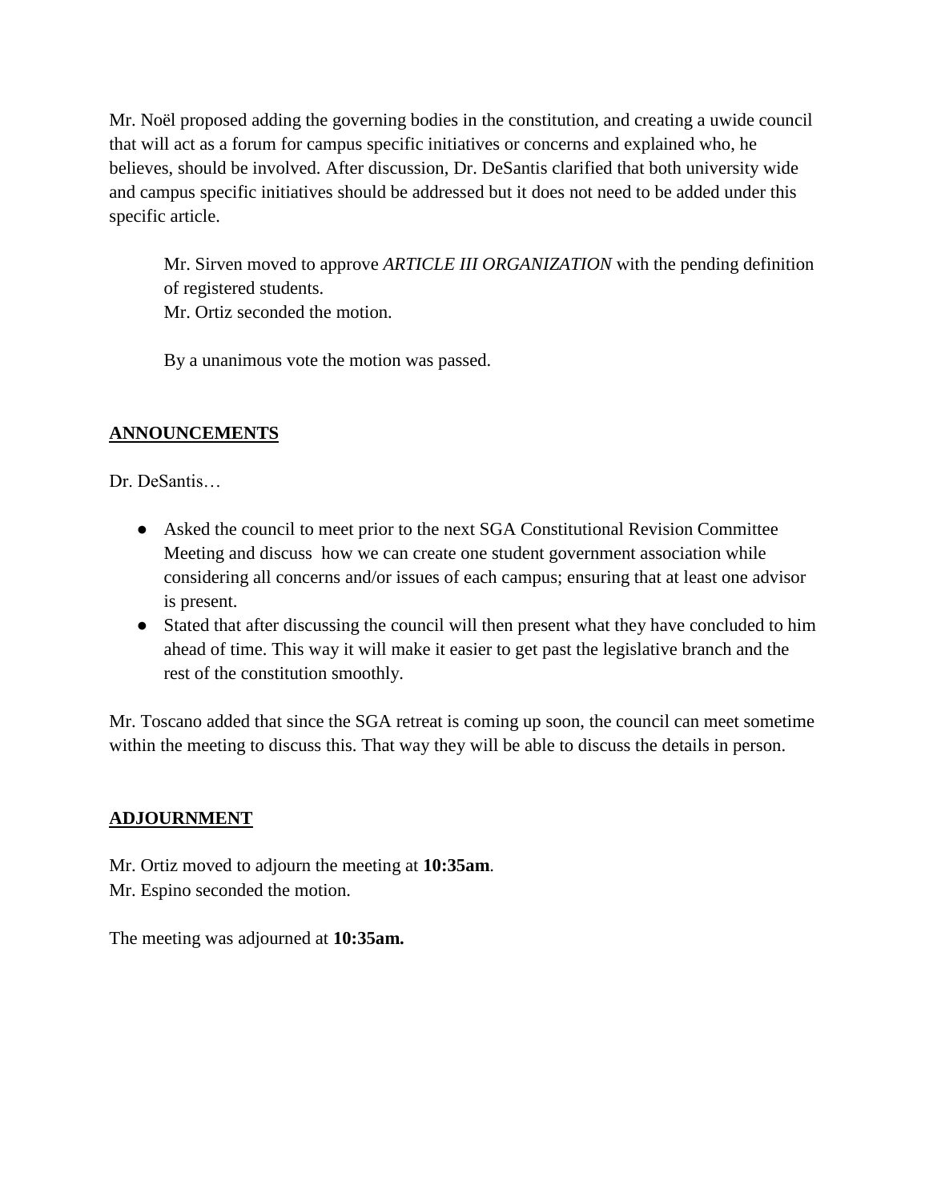Mr. Noël proposed adding the governing bodies in the constitution, and creating a uwide council that will act as a forum for campus specific initiatives or concerns and explained who, he believes, should be involved. After discussion, Dr. DeSantis clarified that both university wide and campus specific initiatives should be addressed but it does not need to be added under this specific article.

> Mr. Sirven moved to approve *ARTICLE III ORGANIZATION* with the pending definition of registered students.
> Mr. Ortiz seconded the motion.
>
> By a unanimous vote the motion was passed.

## **ANNOUNCEMENTS**

Dr. DeSantis…

- Asked the council to meet prior to the next SGA Constitutional Revision Committee Meeting and discuss how we can create one student government association while considering all concerns and/or issues of each campus; ensuring that at least one advisor is present.
- Stated that after discussing the council will then present what they have concluded to him ahead of time. This way it will make it easier to get past the legislative branch and the rest of the constitution smoothly.

Mr. Toscano added that since the SGA retreat is coming up soon, the council can meet sometime within the meeting to discuss this. That way they will be able to discuss the details in person.

## **ADJOURNMENT**

Mr. Ortiz moved to adjourn the meeting at **10:35am**.
Mr. Espino seconded the motion.

The meeting was adjourned at **10:35am.**